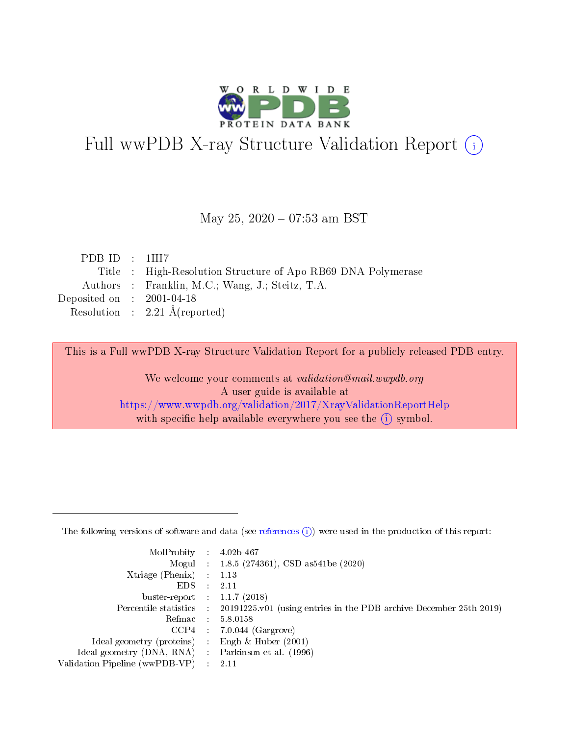# Full wwPDB X-ray Structure Validation Report (i)

May 25, 2020 – 07:53 am BST

| | | |
|---|---|---|
| PDB ID | : | 1IH7 |
| Title | : | High-Resolution Structure of Apo RB69 DNA Polymerase |
| Authors | : | Franklin, M.C.; Wang, J.; Steitz, T.A. |
| Deposited on | : | 2001-04-18 |
| Resolution | : | 2.21 Å(reported) |

This is a Full wwPDB X-ray Structure Validation Report for a publicly released PDB entry.

We welcome your comments at *validation@mail.wwpdb.org*
A user guide is available at
https://www.wwpdb.org/validation/2017/XrayValidationReportHelp
with specific help available everywhere you see the (i) symbol.

---

The following versions of software and data (see references (i)) were used in the production of this report:

| | | |
|---|---|---|
| MolProbity | : | 4.02b-467 |
| Mogul | : | 1.8.5 (274361), CSD as541be (2020) |
| Xtriage (Phenix) | : | 1.13 |
| EDS | : | 2.11 |
| buster-report | : | 1.1.7 (2018) |
| Percentile statistics | : | 20191225.v01 (using entries in the PDB archive December 25th 2019) |
| Refmac | : | 5.8.0158 |
| CCP4 | : | 7.0.044 (Gargrove) |
| Ideal geometry (proteins) | : | Engh & Huber (2001) |
| Ideal geometry (DNA, RNA) | : | Parkinson et al. (1996) |
| Validation Pipeline (wwPDB-VP) | : | 2.11 |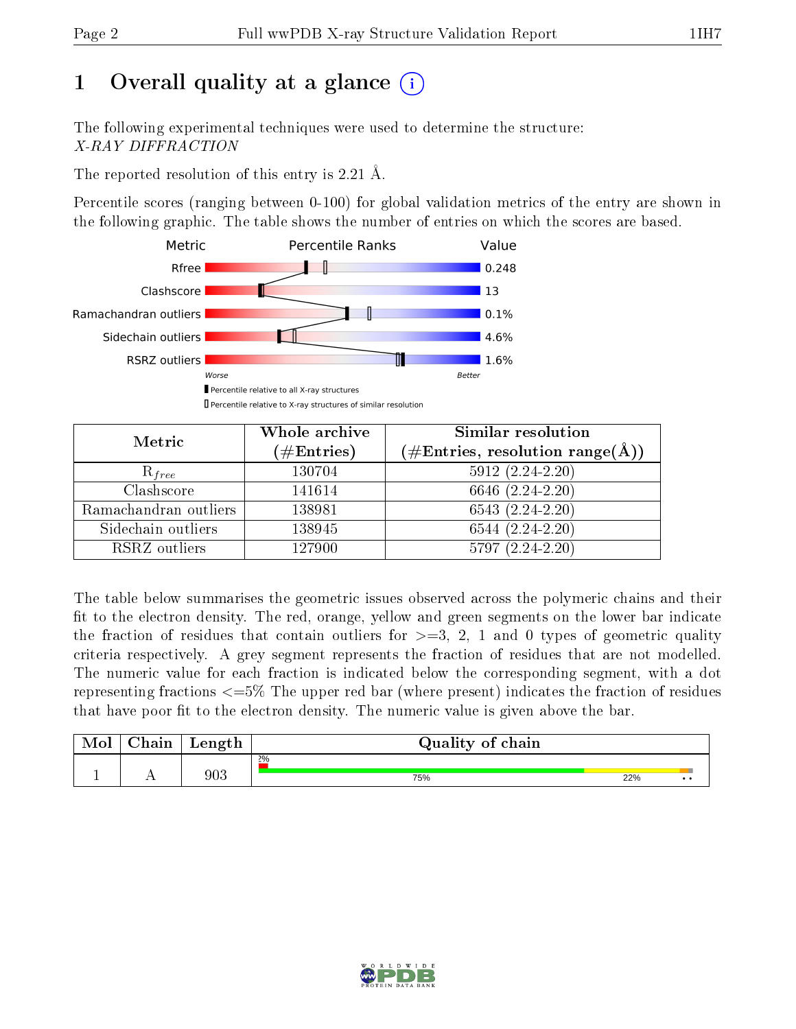# 1 Overall quality at a glance (i)

The following experimental techniques were used to determine the structure:
*X-RAY DIFFRACTION*

The reported resolution of this entry is 2.21 Å.

Percentile scores (ranging between 0-100) for global validation metrics of the entry are shown in the following graphic. The table shows the number of entries on which the scores are based.

| Metric | Value |
|---|---|
| Rfree | 0.248 |
| Clashscore | 13 |
| Ramachandran outliers | 0.1% |
| Sidechain outliers | 4.6% |
| RSRZ outliers | 1.6% |

Worse — Better

▮ Percentile relative to all X-ray structures
▯ Percentile relative to X-ray structures of similar resolution

| Metric | Whole archive (#Entries) | Similar resolution (#Entries, resolution range(Å)) |
|---|---|---|
| $R_{free}$ | 130704 | 5912 (2.24-2.20) |
| Clashscore | 141614 | 6646 (2.24-2.20) |
| Ramachandran outliers | 138981 | 6543 (2.24-2.20) |
| Sidechain outliers | 138945 | 6544 (2.24-2.20) |
| RSRZ outliers | 127900 | 5797 (2.24-2.20) |

The table below summarises the geometric issues observed across the polymeric chains and their fit to the electron density. The red, orange, yellow and green segments on the lower bar indicate the fraction of residues that contain outliers for >=3, 2, 1 and 0 types of geometric quality criteria respectively. A grey segment represents the fraction of residues that are not modelled. The numeric value for each fraction is indicated below the corresponding segment, with a dot representing fractions <=5% The upper red bar (where present) indicates the fraction of residues that have poor fit to the electron density. The numeric value is given above the bar.

| Mol | Chain | Length | Quality of chain |
|---|---|---|---|
| 1 | A | 903 | 2% / 75% / 22% / • • |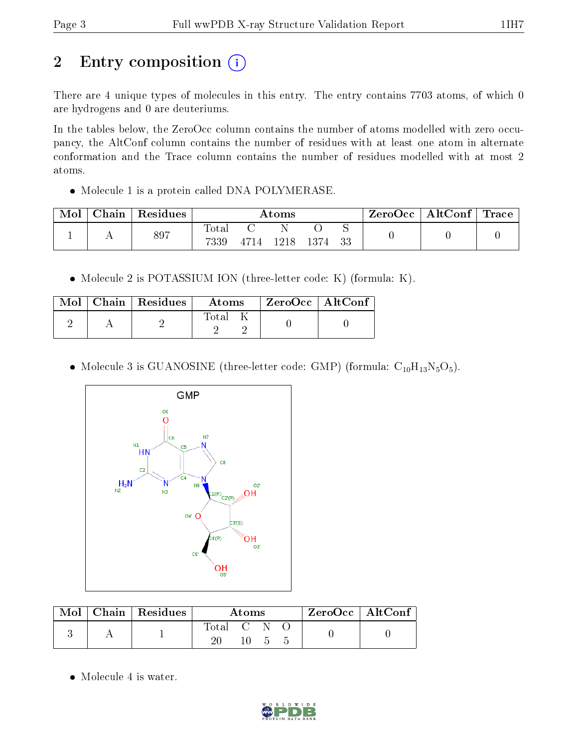# 2 Entry composition

There are 4 unique types of molecules in this entry. The entry contains 7703 atoms, of which 0 are hydrogens and 0 are deuteriums.

In the tables below, the ZeroOcc column contains the number of atoms modelled with zero occupancy, the AltConf column contains the number of residues with at least one atom in alternate conformation and the Trace column contains the number of residues modelled with at most 2 atoms.

- Molecule 1 is a protein called DNA POLYMERASE.

| Mol | Chain | Residues | Atoms | | | | | ZeroOcc | AltConf | Trace |
|---|---|---|---|---|---|---|---|---|---|---|
| 1 | A | 897 | Total<br>7339 | C<br>4714 | N<br>1218 | O<br>1374 | S<br>33 | 0 | 0 | 0 |

- Molecule 2 is POTASSIUM ION (three-letter code: K) (formula: K).

| Mol | Chain | Residues | Atoms | | ZeroOcc | AltConf |
|---|---|---|---|---|---|---|
| 2 | A | 2 | Total<br>2 | K<br>2 | 0 | 0 |

- Molecule 3 is GUANOSINE (three-letter code: GMP) (formula: $C_{10}H_{13}N_5O_5$).

| Mol | Chain | Residues | Atoms | | | | ZeroOcc | AltConf |
|---|---|---|---|---|---|---|---|---|
| 3 | A | 1 | Total<br>20 | C<br>10 | N<br>5 | O<br>5 | 0 | 0 |

- Molecule 4 is water.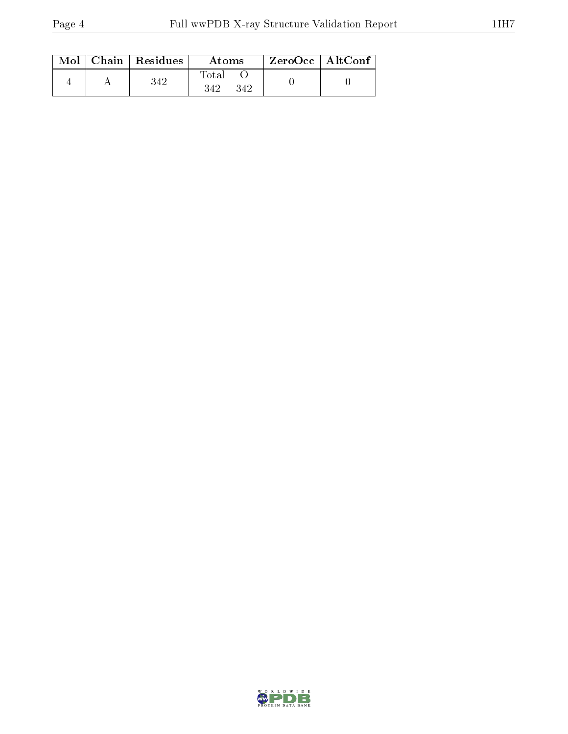| Mol | Chain | Residues | Atoms | | ZeroOcc | AltConf |
|---|---|---|---|---|---|---|
| | | | Total | O | | |
| 4 | A | 342 | 342 | 342 | 0 | 0 |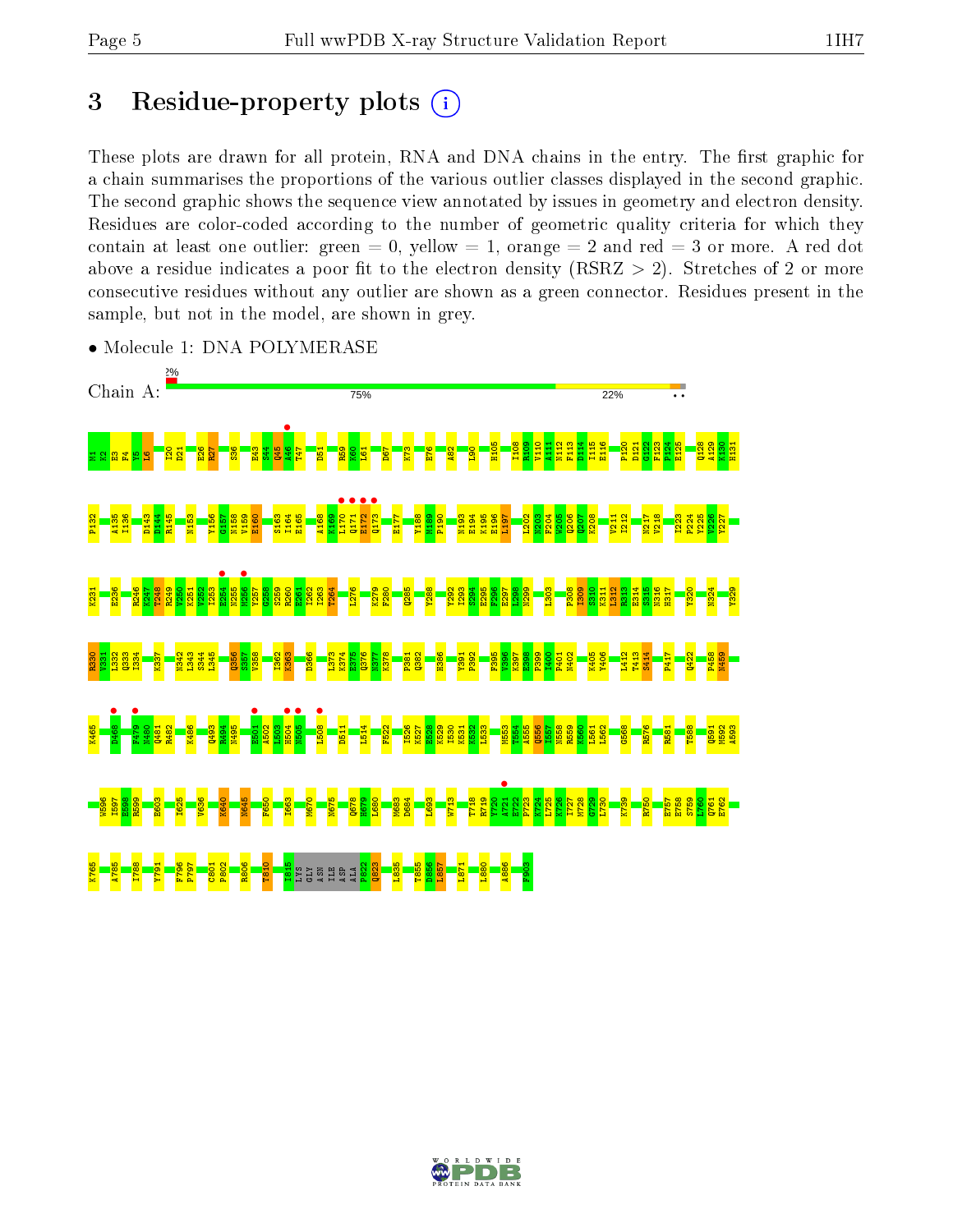# 3 Residue-property plots

These plots are drawn for all protein, RNA and DNA chains in the entry. The first graphic for a chain summarises the proportions of the various outlier classes displayed in the second graphic. The second graphic shows the sequence view annotated by issues in geometry and electron density. Residues are color-coded according to the number of geometric quality criteria for which they contain at least one outlier: green = 0, yellow = 1, orange = 2 and red = 3 or more. A red dot above a residue indicates a poor fit to the electron density (RSRZ > 2). Stretches of 2 or more consecutive residues without any outlier are shown as a green connector. Residues present in the sample, but not in the model, are shown in grey.

- Molecule 1: DNA POLYMERASE

Chain A: 2% 75% 22%

M1 K2 E3 F4 Y5 L6 I20 D21 E26 R27 S36 E43 S44 Q45 K46 P47 D51 R59 K60 L61 D67 K73 E76 A82 L90 H105 I108 R109 V110 A111 N112 F113 D114 I115 E116 P120 D121 G122 F123 P124 K125 Q128 A129 K130 H131

P132 A135 I136 D143 D144 R145 N153 Y156 G157 N158 V159 E160 S163 I164 E165 A168 K169 L170 Q171 E172 Q173 E177 Y188 M189 P190 N193 E194 K195 E196 L197 L202 N203 F204 W205 Q206 Q207 K208 V211 I212 N217 V218 I223 P224 Y225 V226 Y227

K231 E236 R246 K247 T248 R249 V250 K251 V252 I253 E254 N255 M256 Y257 G258 S259 R260 E261 T262 I263 T264 L276 K279 F280 Q285 Y288 Y292 I293 S294 E295 F297 L298 N299 L303 P308 I309 S310 K311 L312 R313 E314 S315 N316 H317 Y320 N324 Y329

R330 Y331 L332 Q333 I334 K337 N342 L343 S344 L345 Q356 S357 V358 I362 K363 D366 L373 K374 E375 Q376 N377 K378 P381 Q382 H386 Y391 P392 F395 V396 K397 E398 P399 I400 P401 N402 K405 Y406 L412 T413 S414 P417 Q422 P458 N459

K465 D468 F479 N480 Q481 R482 K486 Q493 R494 N495 E501 A502 L503 H504 N505 L508 D511 L514 F522 I526 K527 E528 K529 I530 K531 K532 L533 M553 T554 A555 Q556 I557 N558 R559 K560 L561 L562 G568 R576 R581 T588 Q591 M592 A593

W596 I597 F598 R599 E603 I625 V636 K640 N645 F650 I663 M670 N675 Q678 H679 I680 M683 D684 L693 W713 T718 K719 Y720 A721 E722 F723 K724 L725 K726 I727 M728 G729 L730 K739 R750 E757 K758 S759 I760 Q761 E762

K765 A785 I788 Y791 F796 P797 C801 P802 R806 T810 I815 LYS GLY ASN ILE ASP ALA P822 Q823 L835 T855 D856 L857 L871 L880 A886 F903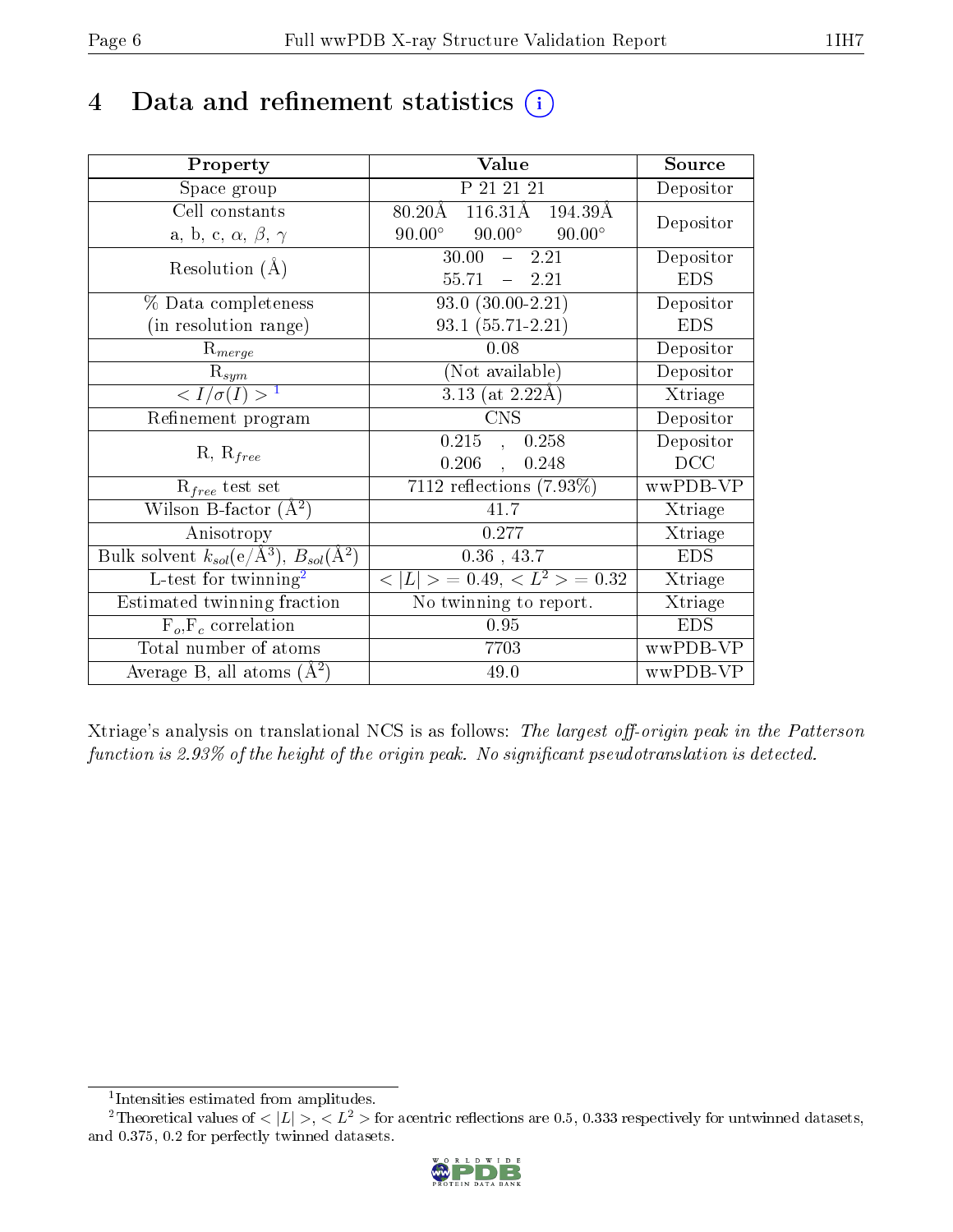# 4 Data and refinement statistics

| Property | Value | Source |
|---|---|---|
| Space group | P 21 21 21 | Depositor |
| Cell constants<br>a, b, c, $\alpha$, $\beta$, $\gamma$ | 80.20Å 116.31Å 194.39Å<br>90.00° 90.00° 90.00° | Depositor |
| Resolution (Å) | 30.00 – 2.21<br>55.71 – 2.21 | Depositor<br>EDS |
| % Data completeness<br>(in resolution range) | 93.0 (30.00-2.21)<br>93.1 (55.71-2.21) | Depositor<br>EDS |
| $R_{merge}$ | 0.08 | Depositor |
| $R_{sym}$ | (Not available) | Depositor |
| $< I/\sigma(I) >$ [1] | 3.13 (at 2.22Å) | Xtriage |
| Refinement program | CNS | Depositor |
| R, $R_{free}$ | 0.215 , 0.258<br>0.206 , 0.248 | Depositor<br>DCC |
| $R_{free}$ test set | 7112 reflections (7.93%) | wwPDB-VP |
| Wilson B-factor (Å$^2$) | 41.7 | Xtriage |
| Anisotropy | 0.277 | Xtriage |
| Bulk solvent $k_{sol}$(e/Å$^3$), $B_{sol}$(Å$^2$) | 0.36 , 43.7 | EDS |
| L-test for twinning[2] | $< \|L\| > = 0.49$, $< L^2 > = 0.32$ | Xtriage |
| Estimated twinning fraction | No twinning to report. | Xtriage |
| $F_o$,$F_c$ correlation | 0.95 | EDS |
| Total number of atoms | 7703 | wwPDB-VP |
| Average B, all atoms (Å$^2$) | 49.0 | wwPDB-VP |

Xtriage's analysis on translational NCS is as follows: *The largest off-origin peak in the Patterson function is 2.93% of the height of the origin peak. No significant pseudotranslation is detected.*

[1] Intensities estimated from amplitudes.

[2] Theoretical values of $< |L| >$, $< L^2 >$ for acentric reflections are 0.5, 0.333 respectively for untwinned datasets, and 0.375, 0.2 for perfectly twinned datasets.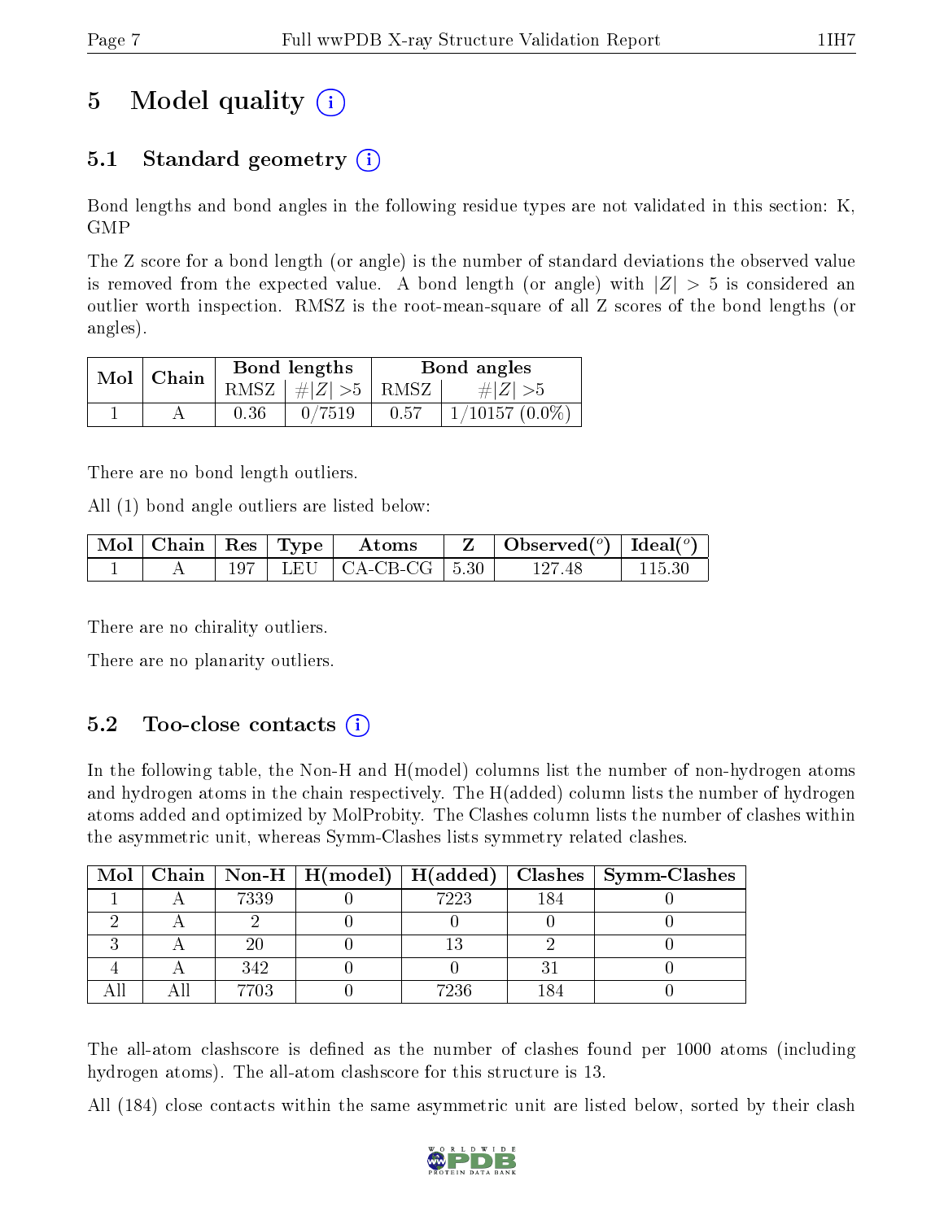# 5 Model quality

## 5.1 Standard geometry

Bond lengths and bond angles in the following residue types are not validated in this section: K, GMP

The Z score for a bond length (or angle) is the number of standard deviations the observed value is removed from the expected value. A bond length (or angle) with $|Z| > 5$ is considered an outlier worth inspection. RMSZ is the root-mean-square of all Z scores of the bond lengths (or angles).

| Mol | Chain | Bond lengths | | Bond angles | |
|---|---|---|---|---|---|
| | | RMSZ | $\#\lvert Z\rvert >5$ | RMSZ | $\#\lvert Z\rvert >5$ |
| 1 | A | 0.36 | 0/7519 | 0.57 | 1/10157 (0.0%) |

There are no bond length outliers.

All (1) bond angle outliers are listed below:

| Mol | Chain | Res | Type | Atoms | Z | Observed($^o$) | Ideal($^o$) |
|---|---|---|---|---|---|---|---|
| 1 | A | 197 | LEU | CA-CB-CG | 5.30 | 127.48 | 115.30 |

There are no chirality outliers.

There are no planarity outliers.

## 5.2 Too-close contacts

In the following table, the Non-H and H(model) columns list the number of non-hydrogen atoms and hydrogen atoms in the chain respectively. The H(added) column lists the number of hydrogen atoms added and optimized by MolProbity. The Clashes column lists the number of clashes within the asymmetric unit, whereas Symm-Clashes lists symmetry related clashes.

| Mol | Chain | Non-H | H(model) | H(added) | Clashes | Symm-Clashes |
|---|---|---|---|---|---|---|
| 1 | A | 7339 | 0 | 7223 | 184 | 0 |
| 2 | A | 2 | 0 | 0 | 0 | 0 |
| 3 | A | 20 | 0 | 13 | 2 | 0 |
| 4 | A | 342 | 0 | 0 | 31 | 0 |
| All | All | 7703 | 0 | 7236 | 184 | 0 |

The all-atom clashscore is defined as the number of clashes found per 1000 atoms (including hydrogen atoms). The all-atom clashscore for this structure is 13.

All (184) close contacts within the same asymmetric unit are listed below, sorted by their clash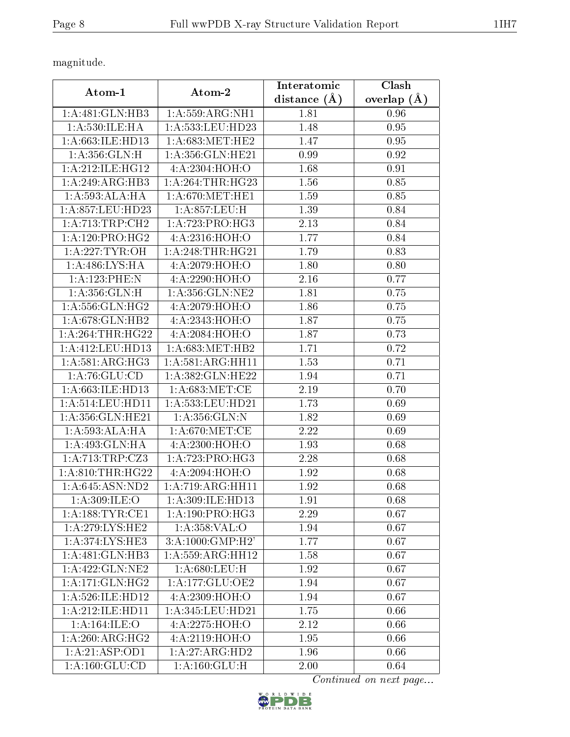magnitude.

| Atom-1 | Atom-2 | Interatomic distance (Å) | Clash overlap (Å) |
| --- | --- | --- | --- |
| 1:A:481:GLN:HB3 | 1:A:559:ARG:NH1 | 1.81 | 0.96 |
| 1:A:530:ILE:HA | 1:A:533:LEU:HD23 | 1.48 | 0.95 |
| 1:A:663:ILE:HD13 | 1:A:683:MET:HE2 | 1.47 | 0.95 |
| 1:A:356:GLN:H | 1:A:356:GLN:HE21 | 0.99 | 0.92 |
| 1:A:212:ILE:HG12 | 4:A:2304:HOH:O | 1.68 | 0.91 |
| 1:A:249:ARG:HB3 | 1:A:264:THR:HG23 | 1.56 | 0.85 |
| 1:A:593:ALA:HA | 1:A:670:MET:HE1 | 1.59 | 0.85 |
| 1:A:857:LEU:HD23 | 1:A:857:LEU:H | 1.39 | 0.84 |
| 1:A:713:TRP:CH2 | 1:A:723:PRO:HG3 | 2.13 | 0.84 |
| 1:A:120:PRO:HG2 | 4:A:2316:HOH:O | 1.77 | 0.84 |
| 1:A:227:TYR:OH | 1:A:248:THR:HG21 | 1.79 | 0.83 |
| 1:A:486:LYS:HA | 4:A:2079:HOH:O | 1.80 | 0.80 |
| 1:A:123:PHE:N | 4:A:2290:HOH:O | 2.16 | 0.77 |
| 1:A:356:GLN:H | 1:A:356:GLN:NE2 | 1.81 | 0.75 |
| 1:A:556:GLN:HG2 | 4:A:2079:HOH:O | 1.86 | 0.75 |
| 1:A:678:GLN:HB2 | 4:A:2343:HOH:O | 1.87 | 0.75 |
| 1:A:264:THR:HG22 | 4:A:2084:HOH:O | 1.87 | 0.73 |
| 1:A:412:LEU:HD13 | 1:A:683:MET:HB2 | 1.71 | 0.72 |
| 1:A:581:ARG:HG3 | 1:A:581:ARG:HH11 | 1.53 | 0.71 |
| 1:A:76:GLU:CD | 1:A:382:GLN:HE22 | 1.94 | 0.71 |
| 1:A:663:ILE:HD13 | 1:A:683:MET:CE | 2.19 | 0.70 |
| 1:A:514:LEU:HD11 | 1:A:533:LEU:HD21 | 1.73 | 0.69 |
| 1:A:356:GLN:HE21 | 1:A:356:GLN:N | 1.82 | 0.69 |
| 1:A:593:ALA:HA | 1:A:670:MET:CE | 2.22 | 0.69 |
| 1:A:493:GLN:HA | 4:A:2300:HOH:O | 1.93 | 0.68 |
| 1:A:713:TRP:CZ3 | 1:A:723:PRO:HG3 | 2.28 | 0.68 |
| 1:A:810:THR:HG22 | 4:A:2094:HOH:O | 1.92 | 0.68 |
| 1:A:645:ASN:ND2 | 1:A:719:ARG:HH11 | 1.92 | 0.68 |
| 1:A:309:ILE:O | 1:A:309:ILE:HD13 | 1.91 | 0.68 |
| 1:A:188:TYR:CE1 | 1:A:190:PRO:HG3 | 2.29 | 0.67 |
| 1:A:279:LYS:HE2 | 1:A:358:VAL:O | 1.94 | 0.67 |
| 1:A:374:LYS:HE3 | 3:A:1000:GMP:H2' | 1.77 | 0.67 |
| 1:A:481:GLN:HB3 | 1:A:559:ARG:HH12 | 1.58 | 0.67 |
| 1:A:422:GLN:NE2 | 1:A:680:LEU:H | 1.92 | 0.67 |
| 1:A:171:GLN:HG2 | 1:A:177:GLU:OE2 | 1.94 | 0.67 |
| 1:A:526:ILE:HD12 | 4:A:2309:HOH:O | 1.94 | 0.67 |
| 1:A:212:ILE:HD11 | 1:A:345:LEU:HD21 | 1.75 | 0.66 |
| 1:A:164:ILE:O | 4:A:2275:HOH:O | 2.12 | 0.66 |
| 1:A:260:ARG:HG2 | 4:A:2119:HOH:O | 1.95 | 0.66 |
| 1:A:21:ASP:OD1 | 1:A:27:ARG:HD2 | 1.96 | 0.66 |
| 1:A:160:GLU:CD | 1:A:160:GLU:H | 2.00 | 0.64 |

*Continued on next page...*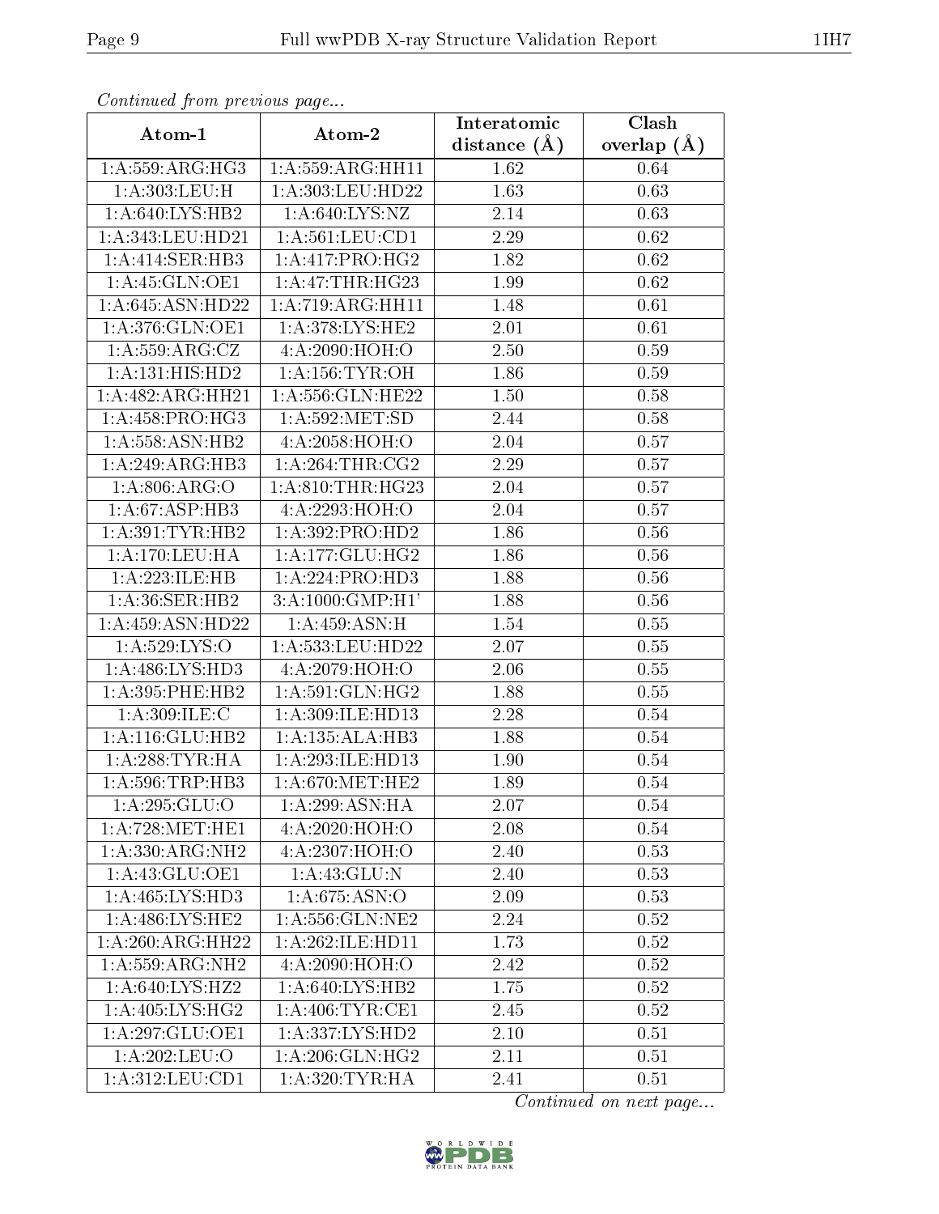*Continued from previous page...*

| Atom-1 | Atom-2 | Interatomic distance (Å) | Clash overlap (Å) |
|---|---|---|---|
| 1:A:559:ARG:HG3 | 1:A:559:ARG:HH11 | 1.62 | 0.64 |
| 1:A:303:LEU:H | 1:A:303:LEU:HD22 | 1.63 | 0.63 |
| 1:A:640:LYS:HB2 | 1:A:640:LYS:NZ | 2.14 | 0.63 |
| 1:A:343:LEU:HD21 | 1:A:561:LEU:CD1 | 2.29 | 0.62 |
| 1:A:414:SER:HB3 | 1:A:417:PRO:HG2 | 1.82 | 0.62 |
| 1:A:45:GLN:OE1 | 1:A:47:THR:HG23 | 1.99 | 0.62 |
| 1:A:645:ASN:HD22 | 1:A:719:ARG:HH11 | 1.48 | 0.61 |
| 1:A:376:GLN:OE1 | 1:A:378:LYS:HE2 | 2.01 | 0.61 |
| 1:A:559:ARG:CZ | 4:A:2090:HOH:O | 2.50 | 0.59 |
| 1:A:131:HIS:HD2 | 1:A:156:TYR:OH | 1.86 | 0.59 |
| 1:A:482:ARG:HH21 | 1:A:556:GLN:HE22 | 1.50 | 0.58 |
| 1:A:458:PRO:HG3 | 1:A:592:MET:SD | 2.44 | 0.58 |
| 1:A:558:ASN:HB2 | 4:A:2058:HOH:O | 2.04 | 0.57 |
| 1:A:249:ARG:HB3 | 1:A:264:THR:CG2 | 2.29 | 0.57 |
| 1:A:806:ARG:O | 1:A:810:THR:HG23 | 2.04 | 0.57 |
| 1:A:67:ASP:HB3 | 4:A:2293:HOH:O | 2.04 | 0.57 |
| 1:A:391:TYR:HB2 | 1:A:392:PRO:HD2 | 1.86 | 0.56 |
| 1:A:170:LEU:HA | 1:A:177:GLU:HG2 | 1.86 | 0.56 |
| 1:A:223:ILE:HB | 1:A:224:PRO:HD3 | 1.88 | 0.56 |
| 1:A:36:SER:HB2 | 3:A:1000:GMP:H1' | 1.88 | 0.56 |
| 1:A:459:ASN:HD22 | 1:A:459:ASN:H | 1.54 | 0.55 |
| 1:A:529:LYS:O | 1:A:533:LEU:HD22 | 2.07 | 0.55 |
| 1:A:486:LYS:HD3 | 4:A:2079:HOH:O | 2.06 | 0.55 |
| 1:A:395:PHE:HB2 | 1:A:591:GLN:HG2 | 1.88 | 0.55 |
| 1:A:309:ILE:C | 1:A:309:ILE:HD13 | 2.28 | 0.54 |
| 1:A:116:GLU:HB2 | 1:A:135:ALA:HB3 | 1.88 | 0.54 |
| 1:A:288:TYR:HA | 1:A:293:ILE:HD13 | 1.90 | 0.54 |
| 1:A:596:TRP:HB3 | 1:A:670:MET:HE2 | 1.89 | 0.54 |
| 1:A:295:GLU:O | 1:A:299:ASN:HA | 2.07 | 0.54 |
| 1:A:728:MET:HE1 | 4:A:2020:HOH:O | 2.08 | 0.54 |
| 1:A:330:ARG:NH2 | 4:A:2307:HOH:O | 2.40 | 0.53 |
| 1:A:43:GLU:OE1 | 1:A:43:GLU:N | 2.40 | 0.53 |
| 1:A:465:LYS:HD3 | 1:A:675:ASN:O | 2.09 | 0.53 |
| 1:A:486:LYS:HE2 | 1:A:556:GLN:NE2 | 2.24 | 0.52 |
| 1:A:260:ARG:HH22 | 1:A:262:ILE:HD11 | 1.73 | 0.52 |
| 1:A:559:ARG:NH2 | 4:A:2090:HOH:O | 2.42 | 0.52 |
| 1:A:640:LYS:HZ2 | 1:A:640:LYS:HB2 | 1.75 | 0.52 |
| 1:A:405:LYS:HG2 | 1:A:406:TYR:CE1 | 2.45 | 0.52 |
| 1:A:297:GLU:OE1 | 1:A:337:LYS:HD2 | 2.10 | 0.51 |
| 1:A:202:LEU:O | 1:A:206:GLN:HG2 | 2.11 | 0.51 |
| 1:A:312:LEU:CD1 | 1:A:320:TYR:HA | 2.41 | 0.51 |

*Continued on next page...*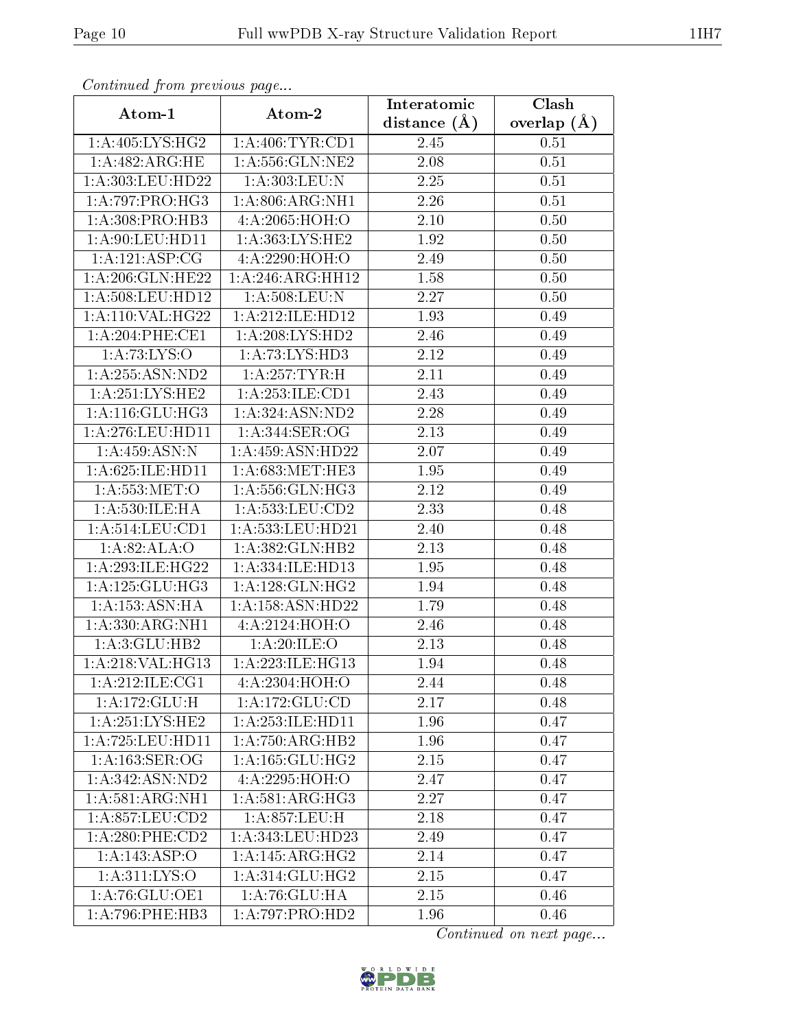*Continued from previous page...*

| Atom-1 | Atom-2 | Interatomic distance (Å) | Clash overlap (Å) |
|---|---|---|---|
| 1:A:405:LYS:HG2 | 1:A:406:TYR:CD1 | 2.45 | 0.51 |
| 1:A:482:ARG:HE | 1:A:556:GLN:NE2 | 2.08 | 0.51 |
| 1:A:303:LEU:HD22 | 1:A:303:LEU:N | 2.25 | 0.51 |
| 1:A:797:PRO:HG3 | 1:A:806:ARG:NH1 | 2.26 | 0.51 |
| 1:A:308:PRO:HB3 | 4:A:2065:HOH:O | 2.10 | 0.50 |
| 1:A:90:LEU:HD11 | 1:A:363:LYS:HE2 | 1.92 | 0.50 |
| 1:A:121:ASP:CG | 4:A:2290:HOH:O | 2.49 | 0.50 |
| 1:A:206:GLN:HE22 | 1:A:246:ARG:HH12 | 1.58 | 0.50 |
| 1:A:508:LEU:HD12 | 1:A:508:LEU:N | 2.27 | 0.50 |
| 1:A:110:VAL:HG22 | 1:A:212:ILE:HD12 | 1.93 | 0.49 |
| 1:A:204:PHE:CE1 | 1:A:208:LYS:HD2 | 2.46 | 0.49 |
| 1:A:73:LYS:O | 1:A:73:LYS:HD3 | 2.12 | 0.49 |
| 1:A:255:ASN:ND2 | 1:A:257:TYR:H | 2.11 | 0.49 |
| 1:A:251:LYS:HE2 | 1:A:253:ILE:CD1 | 2.43 | 0.49 |
| 1:A:116:GLU:HG3 | 1:A:324:ASN:ND2 | 2.28 | 0.49 |
| 1:A:276:LEU:HD11 | 1:A:344:SER:OG | 2.13 | 0.49 |
| 1:A:459:ASN:N | 1:A:459:ASN:HD22 | 2.07 | 0.49 |
| 1:A:625:ILE:HD11 | 1:A:683:MET:HE3 | 1.95 | 0.49 |
| 1:A:553:MET:O | 1:A:556:GLN:HG3 | 2.12 | 0.49 |
| 1:A:530:ILE:HA | 1:A:533:LEU:CD2 | 2.33 | 0.48 |
| 1:A:514:LEU:CD1 | 1:A:533:LEU:HD21 | 2.40 | 0.48 |
| 1:A:82:ALA:O | 1:A:382:GLN:HB2 | 2.13 | 0.48 |
| 1:A:293:ILE:HG22 | 1:A:334:ILE:HD13 | 1.95 | 0.48 |
| 1:A:125:GLU:HG3 | 1:A:128:GLN:HG2 | 1.94 | 0.48 |
| 1:A:153:ASN:HA | 1:A:158:ASN:HD22 | 1.79 | 0.48 |
| 1:A:330:ARG:NH1 | 4:A:2124:HOH:O | 2.46 | 0.48 |
| 1:A:3:GLU:HB2 | 1:A:20:ILE:O | 2.13 | 0.48 |
| 1:A:218:VAL:HG13 | 1:A:223:ILE:HG13 | 1.94 | 0.48 |
| 1:A:212:ILE:CG1 | 4:A:2304:HOH:O | 2.44 | 0.48 |
| 1:A:172:GLU:H | 1:A:172:GLU:CD | 2.17 | 0.48 |
| 1:A:251:LYS:HE2 | 1:A:253:ILE:HD11 | 1.96 | 0.47 |
| 1:A:725:LEU:HD11 | 1:A:750:ARG:HB2 | 1.96 | 0.47 |
| 1:A:163:SER:OG | 1:A:165:GLU:HG2 | 2.15 | 0.47 |
| 1:A:342:ASN:ND2 | 4:A:2295:HOH:O | 2.47 | 0.47 |
| 1:A:581:ARG:NH1 | 1:A:581:ARG:HG3 | 2.27 | 0.47 |
| 1:A:857:LEU:CD2 | 1:A:857:LEU:H | 2.18 | 0.47 |
| 1:A:280:PHE:CD2 | 1:A:343:LEU:HD23 | 2.49 | 0.47 |
| 1:A:143:ASP:O | 1:A:145:ARG:HG2 | 2.14 | 0.47 |
| 1:A:311:LYS:O | 1:A:314:GLU:HG2 | 2.15 | 0.47 |
| 1:A:76:GLU:OE1 | 1:A:76:GLU:HA | 2.15 | 0.46 |
| 1:A:796:PHE:HB3 | 1:A:797:PRO:HD2 | 1.96 | 0.46 |

*Continued on next page...*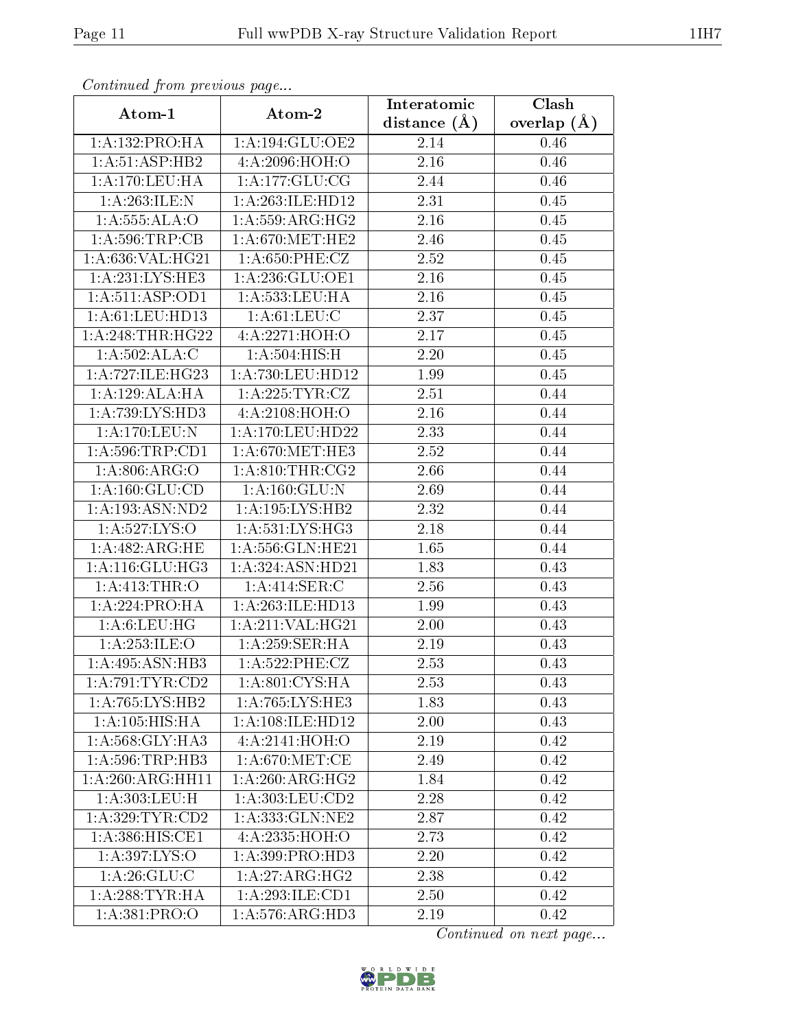*Continued from previous page...*

| Atom-1 | Atom-2 | Interatomic distance (Å) | Clash overlap (Å) |
| --- | --- | --- | --- |
| 1:A:132:PRO:HA | 1:A:194:GLU:OE2 | 2.14 | 0.46 |
| 1:A:51:ASP:HB2 | 4:A:2096:HOH:O | 2.16 | 0.46 |
| 1:A:170:LEU:HA | 1:A:177:GLU:CG | 2.44 | 0.46 |
| 1:A:263:ILE:N | 1:A:263:ILE:HD12 | 2.31 | 0.45 |
| 1:A:555:ALA:O | 1:A:559:ARG:HG2 | 2.16 | 0.45 |
| 1:A:596:TRP:CB | 1:A:670:MET:HE2 | 2.46 | 0.45 |
| 1:A:636:VAL:HG21 | 1:A:650:PHE:CZ | 2.52 | 0.45 |
| 1:A:231:LYS:HE3 | 1:A:236:GLU:OE1 | 2.16 | 0.45 |
| 1:A:511:ASP:OD1 | 1:A:533:LEU:HA | 2.16 | 0.45 |
| 1:A:61:LEU:HD13 | 1:A:61:LEU:C | 2.37 | 0.45 |
| 1:A:248:THR:HG22 | 4:A:2271:HOH:O | 2.17 | 0.45 |
| 1:A:502:ALA:C | 1:A:504:HIS:H | 2.20 | 0.45 |
| 1:A:727:ILE:HG23 | 1:A:730:LEU:HD12 | 1.99 | 0.45 |
| 1:A:129:ALA:HA | 1:A:225:TYR:CZ | 2.51 | 0.44 |
| 1:A:739:LYS:HD3 | 4:A:2108:HOH:O | 2.16 | 0.44 |
| 1:A:170:LEU:N | 1:A:170:LEU:HD22 | 2.33 | 0.44 |
| 1:A:596:TRP:CD1 | 1:A:670:MET:HE3 | 2.52 | 0.44 |
| 1:A:806:ARG:O | 1:A:810:THR:CG2 | 2.66 | 0.44 |
| 1:A:160:GLU:CD | 1:A:160:GLU:N | 2.69 | 0.44 |
| 1:A:193:ASN:ND2 | 1:A:195:LYS:HB2 | 2.32 | 0.44 |
| 1:A:527:LYS:O | 1:A:531:LYS:HG3 | 2.18 | 0.44 |
| 1:A:482:ARG:HE | 1:A:556:GLN:HE21 | 1.65 | 0.44 |
| 1:A:116:GLU:HG3 | 1:A:324:ASN:HD21 | 1.83 | 0.43 |
| 1:A:413:THR:O | 1:A:414:SER:C | 2.56 | 0.43 |
| 1:A:224:PRO:HA | 1:A:263:ILE:HD13 | 1.99 | 0.43 |
| 1:A:6:LEU:HG | 1:A:211:VAL:HG21 | 2.00 | 0.43 |
| 1:A:253:ILE:O | 1:A:259:SER:HA | 2.19 | 0.43 |
| 1:A:495:ASN:HB3 | 1:A:522:PHE:CZ | 2.53 | 0.43 |
| 1:A:791:TYR:CD2 | 1:A:801:CYS:HA | 2.53 | 0.43 |
| 1:A:765:LYS:HB2 | 1:A:765:LYS:HE3 | 1.83 | 0.43 |
| 1:A:105:HIS:HA | 1:A:108:ILE:HD12 | 2.00 | 0.43 |
| 1:A:568:GLY:HA3 | 4:A:2141:HOH:O | 2.19 | 0.42 |
| 1:A:596:TRP:HB3 | 1:A:670:MET:CE | 2.49 | 0.42 |
| 1:A:260:ARG:HH11 | 1:A:260:ARG:HG2 | 1.84 | 0.42 |
| 1:A:303:LEU:H | 1:A:303:LEU:CD2 | 2.28 | 0.42 |
| 1:A:329:TYR:CD2 | 1:A:333:GLN:NE2 | 2.87 | 0.42 |
| 1:A:386:HIS:CE1 | 4:A:2335:HOH:O | 2.73 | 0.42 |
| 1:A:397:LYS:O | 1:A:399:PRO:HD3 | 2.20 | 0.42 |
| 1:A:26:GLU:C | 1:A:27:ARG:HG2 | 2.38 | 0.42 |
| 1:A:288:TYR:HA | 1:A:293:ILE:CD1 | 2.50 | 0.42 |
| 1:A:381:PRO:O | 1:A:576:ARG:HD3 | 2.19 | 0.42 |

*Continued on next page...*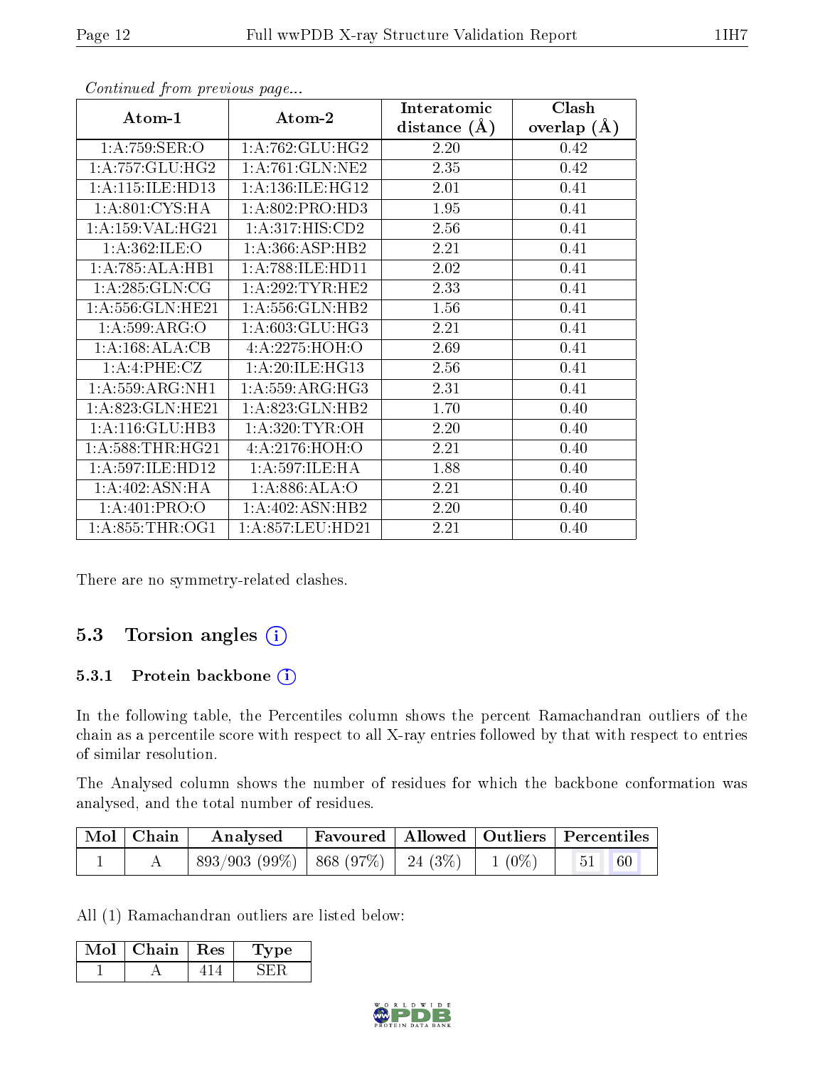*Continued from previous page...*

| Atom-1 | Atom-2 | Interatomic distance (Å) | Clash overlap (Å) |
|---|---|---|---|
| 1:A:759:SER:O | 1:A:762:GLU:HG2 | 2.20 | 0.42 |
| 1:A:757:GLU:HG2 | 1:A:761:GLN:NE2 | 2.35 | 0.42 |
| 1:A:115:ILE:HD13 | 1:A:136:ILE:HG12 | 2.01 | 0.41 |
| 1:A:801:CYS:HA | 1:A:802:PRO:HD3 | 1.95 | 0.41 |
| 1:A:159:VAL:HG21 | 1:A:317:HIS:CD2 | 2.56 | 0.41 |
| 1:A:362:ILE:O | 1:A:366:ASP:HB2 | 2.21 | 0.41 |
| 1:A:785:ALA:HB1 | 1:A:788:ILE:HD11 | 2.02 | 0.41 |
| 1:A:285:GLN:CG | 1:A:292:TYR:HE2 | 2.33 | 0.41 |
| 1:A:556:GLN:HE21 | 1:A:556:GLN:HB2 | 1.56 | 0.41 |
| 1:A:599:ARG:O | 1:A:603:GLU:HG3 | 2.21 | 0.41 |
| 1:A:168:ALA:CB | 4:A:2275:HOH:O | 2.69 | 0.41 |
| 1:A:4:PHE:CZ | 1:A:20:ILE:HG13 | 2.56 | 0.41 |
| 1:A:559:ARG:NH1 | 1:A:559:ARG:HG3 | 2.31 | 0.41 |
| 1:A:823:GLN:HE21 | 1:A:823:GLN:HB2 | 1.70 | 0.40 |
| 1:A:116:GLU:HB3 | 1:A:320:TYR:OH | 2.20 | 0.40 |
| 1:A:588:THR:HG21 | 4:A:2176:HOH:O | 2.21 | 0.40 |
| 1:A:597:ILE:HD12 | 1:A:597:ILE:HA | 1.88 | 0.40 |
| 1:A:402:ASN:HA | 1:A:886:ALA:O | 2.21 | 0.40 |
| 1:A:401:PRO:O | 1:A:402:ASN:HB2 | 2.20 | 0.40 |
| 1:A:855:THR:OG1 | 1:A:857:LEU:HD21 | 2.21 | 0.40 |

There are no symmetry-related clashes.

## 5.3 Torsion angles

### 5.3.1 Protein backbone

In the following table, the Percentiles column shows the percent Ramachandran outliers of the chain as a percentile score with respect to all X-ray entries followed by that with respect to entries of similar resolution.

The Analysed column shows the number of residues for which the backbone conformation was analysed, and the total number of residues.

| Mol | Chain | Analysed | Favoured | Allowed | Outliers | Percentiles |
|---|---|---|---|---|---|---|
| 1 | A | 893/903 (99%) | 868 (97%) | 24 (3%) | 1 (0%) | 51 60 |

All (1) Ramachandran outliers are listed below:

| Mol | Chain | Res | Type |
|---|---|---|---|
| 1 | A | 414 | SER |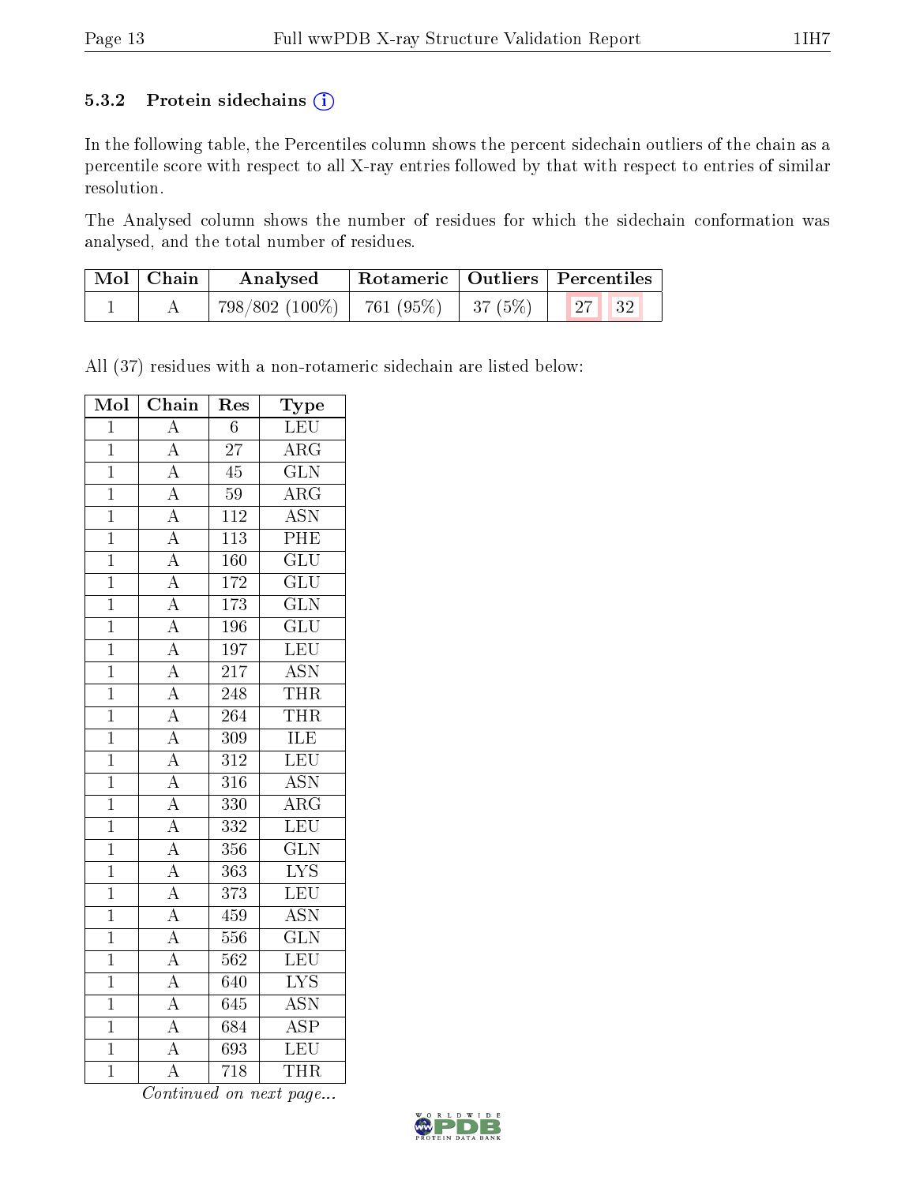### 5.3.2 Protein sidechains (i)

In the following table, the Percentiles column shows the percent sidechain outliers of the chain as a percentile score with respect to all X-ray entries followed by that with respect to entries of similar resolution.

The Analysed column shows the number of residues for which the sidechain conformation was analysed, and the total number of residues.

| Mol | Chain | Analysed | Rotameric | Outliers | Percentiles | |
|---|---|---|---|---|---|---|
| 1 | A | 798/802 (100%) | 761 (95%) | 37 (5%) | 27 | 32 |

All (37) residues with a non-rotameric sidechain are listed below:

| Mol | Chain | Res | Type |
|---|---|---|---|
| 1 | A | 6 | LEU |
| 1 | A | 27 | ARG |
| 1 | A | 45 | GLN |
| 1 | A | 59 | ARG |
| 1 | A | 112 | ASN |
| 1 | A | 113 | PHE |
| 1 | A | 160 | GLU |
| 1 | A | 172 | GLU |
| 1 | A | 173 | GLN |
| 1 | A | 196 | GLU |
| 1 | A | 197 | LEU |
| 1 | A | 217 | ASN |
| 1 | A | 248 | THR |
| 1 | A | 264 | THR |
| 1 | A | 309 | ILE |
| 1 | A | 312 | LEU |
| 1 | A | 316 | ASN |
| 1 | A | 330 | ARG |
| 1 | A | 332 | LEU |
| 1 | A | 356 | GLN |
| 1 | A | 363 | LYS |
| 1 | A | 373 | LEU |
| 1 | A | 459 | ASN |
| 1 | A | 556 | GLN |
| 1 | A | 562 | LEU |
| 1 | A | 640 | LYS |
| 1 | A | 645 | ASN |
| 1 | A | 684 | ASP |
| 1 | A | 693 | LEU |
| 1 | A | 718 | THR |

*Continued on next page...*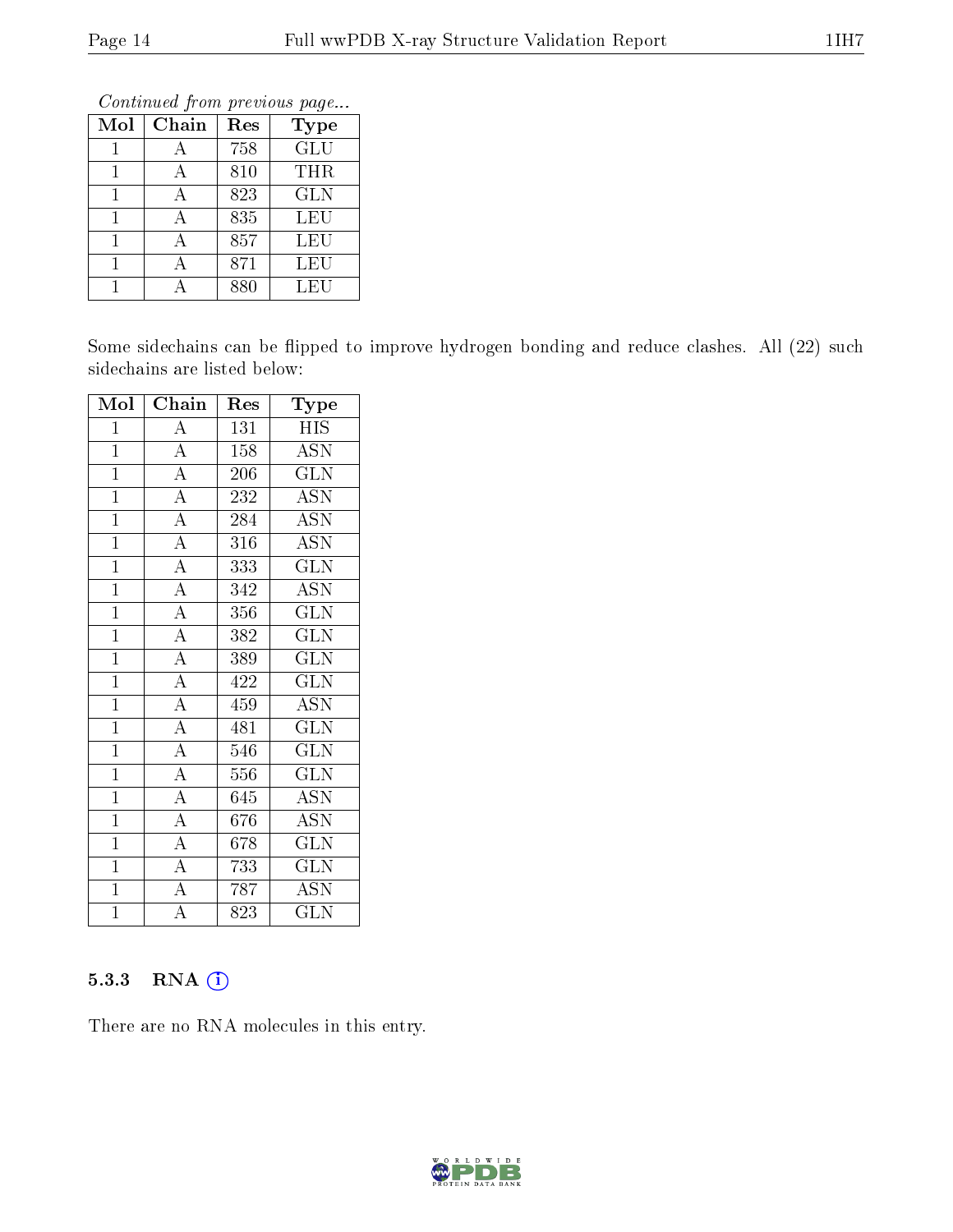*Continued from previous page...*

| Mol | Chain | Res | Type |
|---|---|---|---|
| 1 | A | 758 | GLU |
| 1 | A | 810 | THR |
| 1 | A | 823 | GLN |
| 1 | A | 835 | LEU |
| 1 | A | 857 | LEU |
| 1 | A | 871 | LEU |
| 1 | A | 880 | LEU |

Some sidechains can be flipped to improve hydrogen bonding and reduce clashes. All (22) such sidechains are listed below:

| Mol | Chain | Res | Type |
|---|---|---|---|
| 1 | A | 131 | HIS |
| 1 | A | 158 | ASN |
| 1 | A | 206 | GLN |
| 1 | A | 232 | ASN |
| 1 | A | 284 | ASN |
| 1 | A | 316 | ASN |
| 1 | A | 333 | GLN |
| 1 | A | 342 | ASN |
| 1 | A | 356 | GLN |
| 1 | A | 382 | GLN |
| 1 | A | 389 | GLN |
| 1 | A | 422 | GLN |
| 1 | A | 459 | ASN |
| 1 | A | 481 | GLN |
| 1 | A | 546 | GLN |
| 1 | A | 556 | GLN |
| 1 | A | 645 | ASN |
| 1 | A | 676 | ASN |
| 1 | A | 678 | GLN |
| 1 | A | 733 | GLN |
| 1 | A | 787 | ASN |
| 1 | A | 823 | GLN |

### 5.3.3 RNA

There are no RNA molecules in this entry.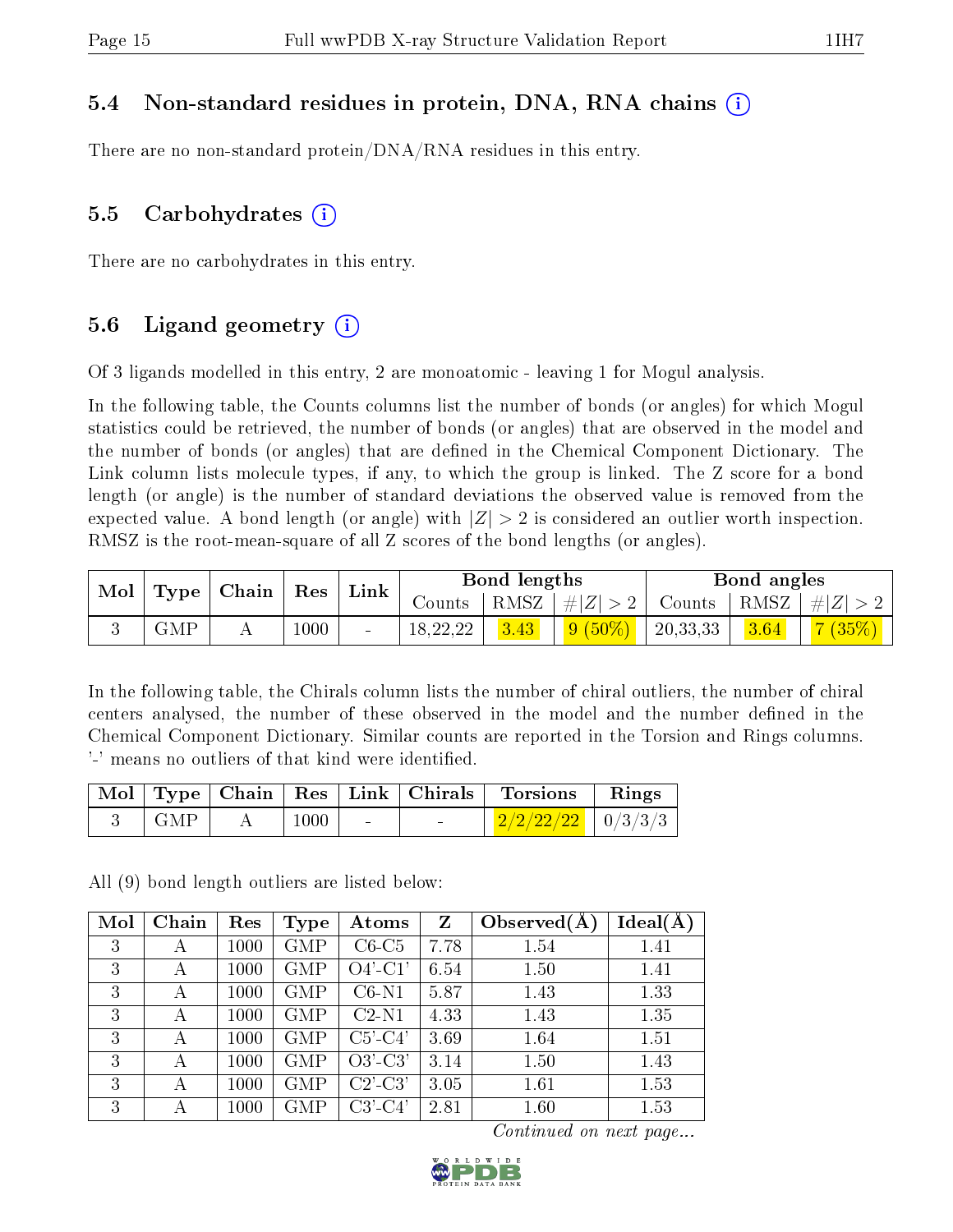### 5.4 Non-standard residues in protein, DNA, RNA chains (i)

There are no non-standard protein/DNA/RNA residues in this entry.

### 5.5 Carbohydrates (i)

There are no carbohydrates in this entry.

### 5.6 Ligand geometry (i)

Of 3 ligands modelled in this entry, 2 are monoatomic - leaving 1 for Mogul analysis.

In the following table, the Counts columns list the number of bonds (or angles) for which Mogul statistics could be retrieved, the number of bonds (or angles) that are observed in the model and the number of bonds (or angles) that are defined in the Chemical Component Dictionary. The Link column lists molecule types, if any, to which the group is linked. The Z score for a bond length (or angle) is the number of standard deviations the observed value is removed from the expected value. A bond length (or angle) with $|Z| > 2$ is considered an outlier worth inspection. RMSZ is the root-mean-square of all Z scores of the bond lengths (or angles).

| Mol | Type | Chain | Res | Link | Bond lengths | | | Bond angles | | |
|---|---|---|---|---|---|---|---|---|---|---|
| | | | | | Counts | RMSZ | $\#\|Z\| > 2$ | Counts | RMSZ | $\#\|Z\| > 2$ |
| 3 | GMP | A | 1000 | - | 18,22,22 | 3.43 | 9 (50%) | 20,33,33 | 3.64 | 7 (35%) |

In the following table, the Chirals column lists the number of chiral outliers, the number of chiral centers analysed, the number of these observed in the model and the number defined in the Chemical Component Dictionary. Similar counts are reported in the Torsion and Rings columns. '-' means no outliers of that kind were identified.

| Mol | Type | Chain | Res | Link | Chirals | Torsions | Rings |
|---|---|---|---|---|---|---|---|
| 3 | GMP | A | 1000 | - | - | 2/2/22/22 | 0/3/3/3 |

All (9) bond length outliers are listed below:

| Mol | Chain | Res | Type | Atoms | Z | Observed(Å) | Ideal(Å) |
|---|---|---|---|---|---|---|---|
| 3 | A | 1000 | GMP | C6-C5 | 7.78 | 1.54 | 1.41 |
| 3 | A | 1000 | GMP | O4'-C1' | 6.54 | 1.50 | 1.41 |
| 3 | A | 1000 | GMP | C6-N1 | 5.87 | 1.43 | 1.33 |
| 3 | A | 1000 | GMP | C2-N1 | 4.33 | 1.43 | 1.35 |
| 3 | A | 1000 | GMP | C5'-C4' | 3.69 | 1.64 | 1.51 |
| 3 | A | 1000 | GMP | O3'-C3' | 3.14 | 1.50 | 1.43 |
| 3 | A | 1000 | GMP | C2'-C3' | 3.05 | 1.61 | 1.53 |
| 3 | A | 1000 | GMP | C3'-C4' | 2.81 | 1.60 | 1.53 |

*Continued on next page...*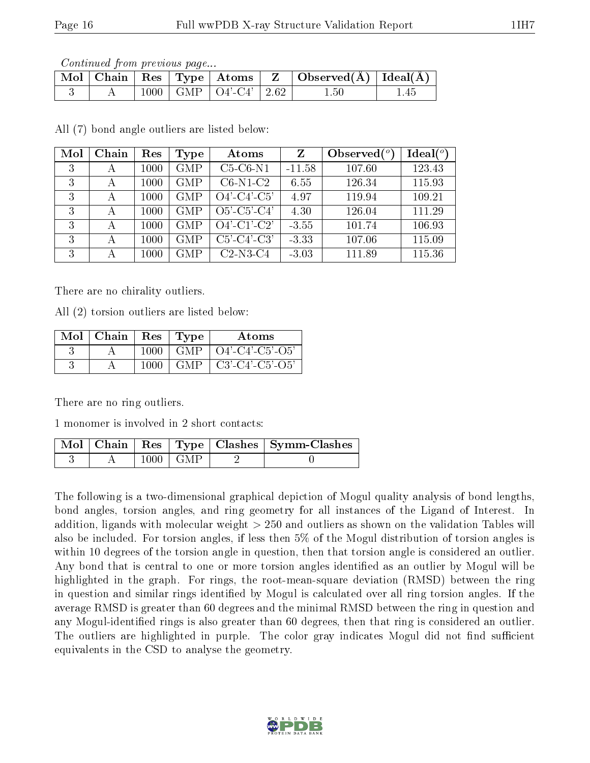*Continued from previous page...*

| Mol | Chain | Res | Type | Atoms | Z | Observed(Å) | Ideal(Å) |
|---|---|---|---|---|---|---|---|
| 3 | A | 1000 | GMP | O4'-C4' | 2.62 | 1.50 | 1.45 |

All (7) bond angle outliers are listed below:

| Mol | Chain | Res | Type | Atoms | Z | Observed(°) | Ideal(°) |
|---|---|---|---|---|---|---|---|
| 3 | A | 1000 | GMP | C5-C6-N1 | -11.58 | 107.60 | 123.43 |
| 3 | A | 1000 | GMP | C6-N1-C2 | 6.55 | 126.34 | 115.93 |
| 3 | A | 1000 | GMP | O4'-C4'-C5' | 4.97 | 119.94 | 109.21 |
| 3 | A | 1000 | GMP | O5'-C5'-C4' | 4.30 | 126.04 | 111.29 |
| 3 | A | 1000 | GMP | O4'-C1'-C2' | -3.55 | 101.74 | 106.93 |
| 3 | A | 1000 | GMP | C5'-C4'-C3' | -3.33 | 107.06 | 115.09 |
| 3 | A | 1000 | GMP | C2-N3-C4 | -3.03 | 111.89 | 115.36 |

There are no chirality outliers.

All (2) torsion outliers are listed below:

| Mol | Chain | Res | Type | Atoms |
|---|---|---|---|---|
| 3 | A | 1000 | GMP | O4'-C4'-C5'-O5' |
| 3 | A | 1000 | GMP | C3'-C4'-C5'-O5' |

There are no ring outliers.

1 monomer is involved in 2 short contacts:

| Mol | Chain | Res | Type | Clashes | Symm-Clashes |
|---|---|---|---|---|---|
| 3 | A | 1000 | GMP | 2 | 0 |

The following is a two-dimensional graphical depiction of Mogul quality analysis of bond lengths, bond angles, torsion angles, and ring geometry for all instances of the Ligand of Interest. In addition, ligands with molecular weight > 250 and outliers as shown on the validation Tables will also be included. For torsion angles, if less then 5% of the Mogul distribution of torsion angles is within 10 degrees of the torsion angle in question, then that torsion angle is considered an outlier. Any bond that is central to one or more torsion angles identified as an outlier by Mogul will be highlighted in the graph. For rings, the root-mean-square deviation (RMSD) between the ring in question and similar rings identified by Mogul is calculated over all ring torsion angles. If the average RMSD is greater than 60 degrees and the minimal RMSD between the ring in question and any Mogul-identified rings is also greater than 60 degrees, then that ring is considered an outlier. The outliers are highlighted in purple. The color gray indicates Mogul did not find sufficient equivalents in the CSD to analyse the geometry.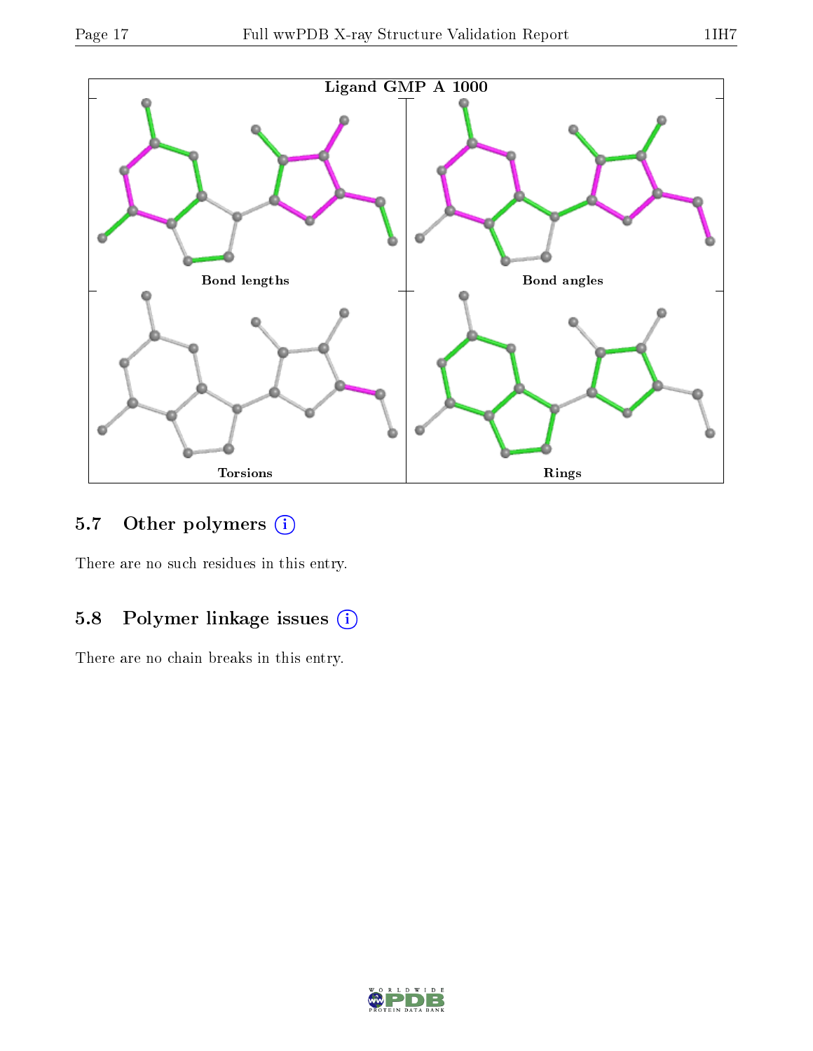Ligand GMP A 1000

Bond lengths

Bond angles

Torsions

Rings

## 5.7 Other polymers

There are no such residues in this entry.

## 5.8 Polymer linkage issues

There are no chain breaks in this entry.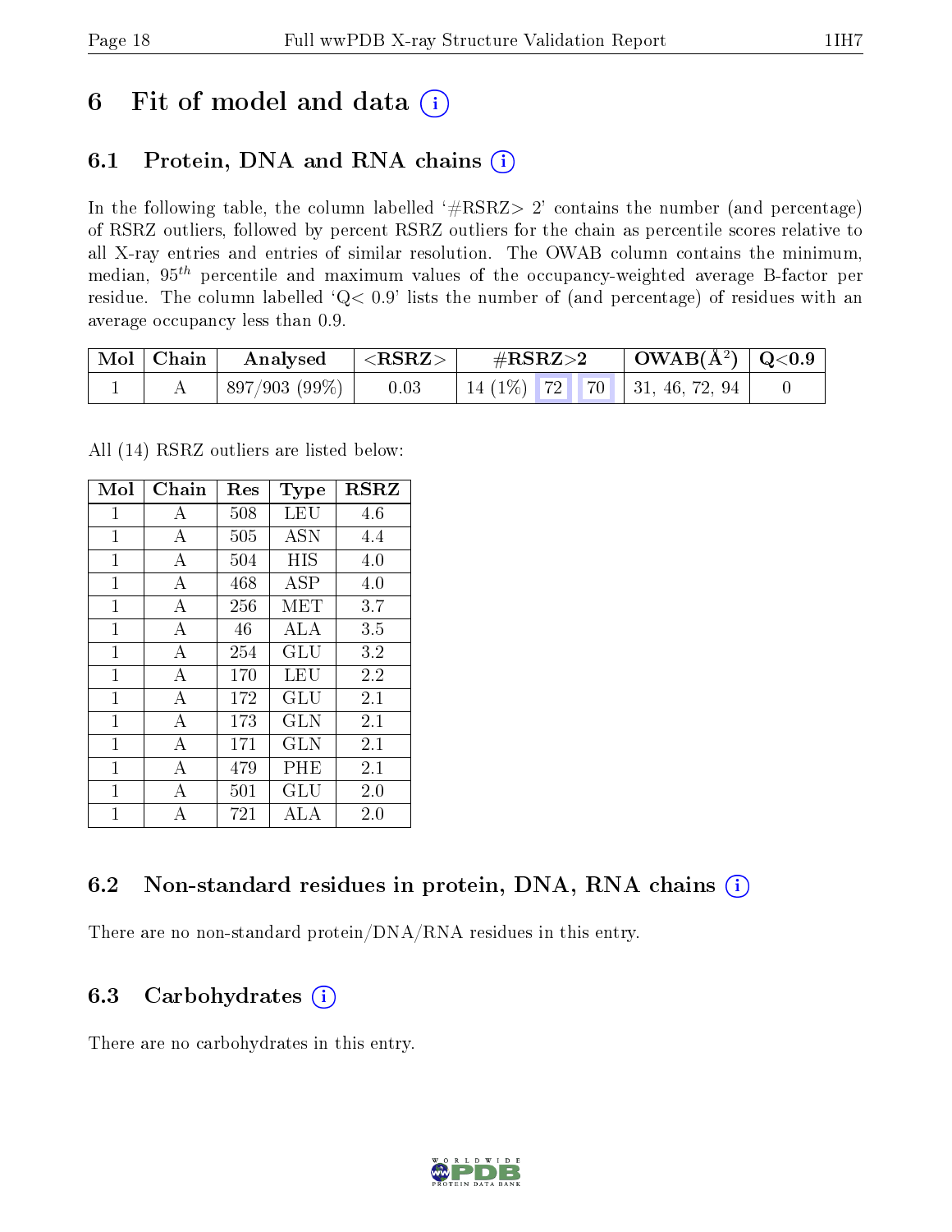# 6 Fit of model and data

## 6.1 Protein, DNA and RNA chains

In the following table, the column labelled '#RSRZ> 2' contains the number (and percentage) of RSRZ outliers, followed by percent RSRZ outliers for the chain as percentile scores relative to all X-ray entries and entries of similar resolution. The OWAB column contains the minimum, median, $95^{th}$ percentile and maximum values of the occupancy-weighted average B-factor per residue. The column labelled 'Q< 0.9' lists the number of (and percentage) of residues with an average occupancy less than 0.9.

| Mol | Chain | Analysed | <RSRZ> | #RSRZ>2 | | | OWAB(Å$^2$) | Q<0.9 |
|---|---|---|---|---|---|---|---|---|
| 1 | A | 897/903 (99%) | 0.03 | 14 (1%) | 72 | 70 | 31, 46, 72, 94 | 0 |

All (14) RSRZ outliers are listed below:

| Mol | Chain | Res | Type | RSRZ |
|---|---|---|---|---|
| 1 | A | 508 | LEU | 4.6 |
| 1 | A | 505 | ASN | 4.4 |
| 1 | A | 504 | HIS | 4.0 |
| 1 | A | 468 | ASP | 4.0 |
| 1 | A | 256 | MET | 3.7 |
| 1 | A | 46 | ALA | 3.5 |
| 1 | A | 254 | GLU | 3.2 |
| 1 | A | 170 | LEU | 2.2 |
| 1 | A | 172 | GLU | 2.1 |
| 1 | A | 173 | GLN | 2.1 |
| 1 | A | 171 | GLN | 2.1 |
| 1 | A | 479 | PHE | 2.1 |
| 1 | A | 501 | GLU | 2.0 |
| 1 | A | 721 | ALA | 2.0 |

## 6.2 Non-standard residues in protein, DNA, RNA chains

There are no non-standard protein/DNA/RNA residues in this entry.

## 6.3 Carbohydrates

There are no carbohydrates in this entry.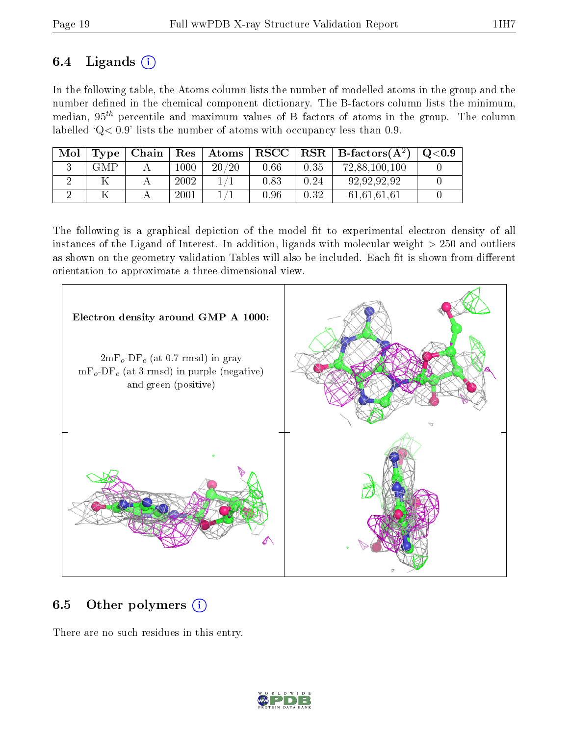## 6.4 Ligands

In the following table, the Atoms column lists the number of modelled atoms in the group and the number defined in the chemical component dictionary. The B-factors column lists the minimum, median, $95^{th}$ percentile and maximum values of B factors of atoms in the group. The column labelled 'Q< 0.9' lists the number of atoms with occupancy less than 0.9.

| Mol | Type | Chain | Res | Atoms | RSCC | RSR | B-factors($Å^2$) | Q<0.9 |
|---|---|---|---|---|---|---|---|---|
| 3 | GMP | A | 1000 | 20/20 | 0.66 | 0.35 | 72,88,100,100 | 0 |
| 2 | K | A | 2002 | 1/1 | 0.83 | 0.24 | 92,92,92,92 | 0 |
| 2 | K | A | 2001 | 1/1 | 0.96 | 0.32 | 61,61,61,61 | 0 |

The following is a graphical depiction of the model fit to experimental electron density of all instances of the Ligand of Interest. In addition, ligands with molecular weight > 250 and outliers as shown on the geometry validation Tables will also be included. Each fit is shown from different orientation to approximate a three-dimensional view.

**Electron density around GMP A 1000:**

$2mF_o$-$DF_c$ (at 0.7 rmsd) in gray
$mF_o$-$DF_c$ (at 3 rmsd) in purple (negative) and green (positive)

## 6.5 Other polymers

There are no such residues in this entry.